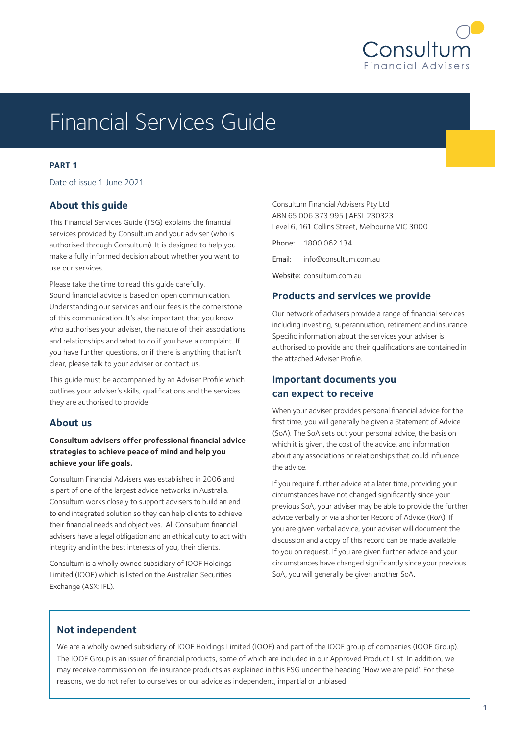# Financial Services Guide

**PART 1**

Date of issue 1 June 2021

## About this guide

This Financial Services Guide (FSG) explains the financial services provided by Consultum and your adviser (who is authorised through Consultum). It is designed to help you make a fully informed decision about whether you want to use our services.

Please take the time to read this guide carefully. Sound financial advice is based on open communication. Understanding our services and our fees is the cornerstone of this communication. It's also important that you know who authorises your adviser, the nature of their associations and relationships and what to do if you have a complaint. If you have further questions, or if there is anything that isn't clear, please talk to your adviser or contact us.

This guide must be accompanied by an Adviser Profile which outlines your adviser's skills, qualifications and the services they are authorised to provide.

## About us

**Consultum advisers offer professional financial advice strategies to achieve peace of mind and help you achieve your life goals.**

Consultum Financial Advisers was established in 2006 and is part of one of the largest advice networks in Australia. Consultum works closely to support advisers to build an end to end integrated solution so they can help clients to achieve their financial needs and objectives. All Consultum financial advisers have a legal obligation and an ethical duty to act with integrity and in the best interests of you, their clients.

Consultum is a wholly owned subsidiary of IOOF Holdings Limited (IOOF) which is listed on the Australian Securities Exchange (ASX: IFL).

Consultum Financial Advisers Pty Ltd
ABN 65 006 373 995 | AFSL 230323
Level 6, 161 Collins Street, Melbourne VIC 3000

Phone: 1800 062 134

Email: info@consultum.com.au

Website: consultum.com.au

## Products and services we provide

Our network of advisers provide a range of financial services including investing, superannuation, retirement and insurance. Specific information about the services your adviser is authorised to provide and their qualifications are contained in the attached Adviser Profile.

## Important documents you can expect to receive

When your adviser provides personal financial advice for the first time, you will generally be given a Statement of Advice (SoA). The SoA sets out your personal advice, the basis on which it is given, the cost of the advice, and information about any associations or relationships that could influence the advice.

If you require further advice at a later time, providing your circumstances have not changed significantly since your previous SoA, your adviser may be able to provide the further advice verbally or via a shorter Record of Advice (RoA). If you are given verbal advice, your adviser will document the discussion and a copy of this record can be made available to you on request. If you are given further advice and your circumstances have changed significantly since your previous SoA, you will generally be given another SoA.

## Not independent

We are a wholly owned subsidiary of IOOF Holdings Limited (IOOF) and part of the IOOF group of companies (IOOF Group). The IOOF Group is an issuer of financial products, some of which are included in our Approved Product List. In addition, we may receive commission on life insurance products as explained in this FSG under the heading 'How we are paid'. For these reasons, we do not refer to ourselves or our advice as independent, impartial or unbiased.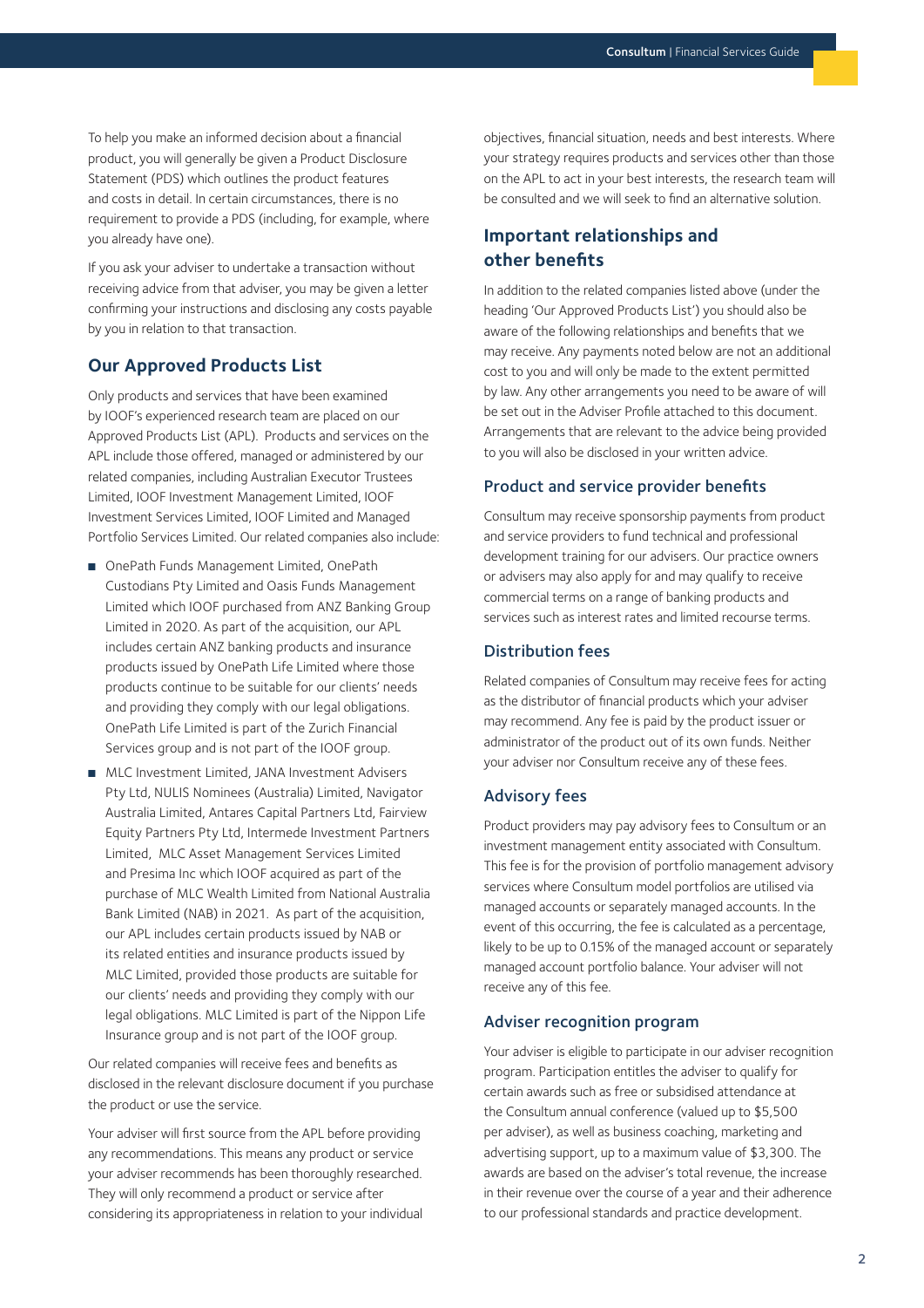To help you make an informed decision about a financial product, you will generally be given a Product Disclosure Statement (PDS) which outlines the product features and costs in detail. In certain circumstances, there is no requirement to provide a PDS (including, for example, where you already have one).

If you ask your adviser to undertake a transaction without receiving advice from that adviser, you may be given a letter confirming your instructions and disclosing any costs payable by you in relation to that transaction.

## Our Approved Products List

Only products and services that have been examined by IOOF's experienced research team are placed on our Approved Products List (APL). Products and services on the APL include those offered, managed or administered by our related companies, including Australian Executor Trustees Limited, IOOF Investment Management Limited, IOOF Investment Services Limited, IOOF Limited and Managed Portfolio Services Limited. Our related companies also include:

- OnePath Funds Management Limited, OnePath Custodians Pty Limited and Oasis Funds Management Limited which IOOF purchased from ANZ Banking Group Limited in 2020. As part of the acquisition, our APL includes certain ANZ banking products and insurance products issued by OnePath Life Limited where those products continue to be suitable for our clients' needs and providing they comply with our legal obligations. OnePath Life Limited is part of the Zurich Financial Services group and is not part of the IOOF group.
- MLC Investment Limited, JANA Investment Advisers Pty Ltd, NULIS Nominees (Australia) Limited, Navigator Australia Limited, Antares Capital Partners Ltd, Fairview Equity Partners Pty Ltd, Intermede Investment Partners Limited, MLC Asset Management Services Limited and Presima Inc which IOOF acquired as part of the purchase of MLC Wealth Limited from National Australia Bank Limited (NAB) in 2021. As part of the acquisition, our APL includes certain products issued by NAB or its related entities and insurance products issued by MLC Limited, provided those products are suitable for our clients' needs and providing they comply with our legal obligations. MLC Limited is part of the Nippon Life Insurance group and is not part of the IOOF group.

Our related companies will receive fees and benefits as disclosed in the relevant disclosure document if you purchase the product or use the service.

Your adviser will first source from the APL before providing any recommendations. This means any product or service your adviser recommends has been thoroughly researched. They will only recommend a product or service after considering its appropriateness in relation to your individual objectives, financial situation, needs and best interests. Where your strategy requires products and services other than those on the APL to act in your best interests, the research team will be consulted and we will seek to find an alternative solution.

## Important relationships and other benefits

In addition to the related companies listed above (under the heading 'Our Approved Products List') you should also be aware of the following relationships and benefits that we may receive. Any payments noted below are not an additional cost to you and will only be made to the extent permitted by law. Any other arrangements you need to be aware of will be set out in the Adviser Profile attached to this document. Arrangements that are relevant to the advice being provided to you will also be disclosed in your written advice.

### Product and service provider benefits

Consultum may receive sponsorship payments from product and service providers to fund technical and professional development training for our advisers. Our practice owners or advisers may also apply for and may qualify to receive commercial terms on a range of banking products and services such as interest rates and limited recourse terms.

### Distribution fees

Related companies of Consultum may receive fees for acting as the distributor of financial products which your adviser may recommend. Any fee is paid by the product issuer or administrator of the product out of its own funds. Neither your adviser nor Consultum receive any of these fees.

### Advisory fees

Product providers may pay advisory fees to Consultum or an investment management entity associated with Consultum. This fee is for the provision of portfolio management advisory services where Consultum model portfolios are utilised via managed accounts or separately managed accounts. In the event of this occurring, the fee is calculated as a percentage, likely to be up to 0.15% of the managed account or separately managed account portfolio balance. Your adviser will not receive any of this fee.

### Adviser recognition program

Your adviser is eligible to participate in our adviser recognition program. Participation entitles the adviser to qualify for certain awards such as free or subsidised attendance at the Consultum annual conference (valued up to $5,500 per adviser), as well as business coaching, marketing and advertising support, up to a maximum value of $3,300. The awards are based on the adviser's total revenue, the increase in their revenue over the course of a year and their adherence to our professional standards and practice development.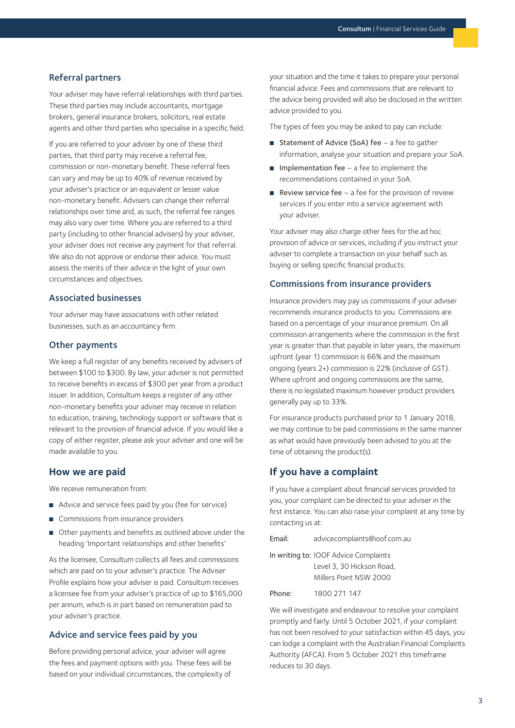### Referral partners

Your adviser may have referral relationships with third parties. These third parties may include accountants, mortgage brokers, general insurance brokers, solicitors, real estate agents and other third parties who specialise in a specific field.

If you are referred to your adviser by one of these third parties, that third party may receive a referral fee, commission or non-monetary benefit. These referral fees can vary and may be up to 40% of revenue received by your adviser's practice or an equivalent or lesser value non-monetary benefit. Advisers can change their referral relationships over time and, as such, the referral fee ranges may also vary over time. Where you are referred to a third party (including to other financial advisers) by your adviser, your adviser does not receive any payment for that referral. We also do not approve or endorse their advice. You must assess the merits of their advice in the light of your own circumstances and objectives.

### Associated businesses

Your adviser may have associations with other related businesses, such as an accountancy firm.

### Other payments

We keep a full register of any benefits received by advisers of between $100 to $300. By law, your adviser is not permitted to receive benefits in excess of $300 per year from a product issuer. In addition, Consultum keeps a register of any other non-monetary benefits your adviser may receive in relation to education, training, technology support or software that is relevant to the provision of financial advice. If you would like a copy of either register, please ask your adviser and one will be made available to you.

## How we are paid

We receive remuneration from:

- Advice and service fees paid by you (fee for service)
- Commissions from insurance providers
- Other payments and benefits as outlined above under the heading 'Important relationships and other benefits'

As the licensee, Consultum collects all fees and commissions which are paid on to your adviser's practice. The Adviser Profile explains how your adviser is paid. Consultum receives a licensee fee from your adviser's practice of up to $165,000 per annum, which is in part based on remuneration paid to your adviser's practice.

### Advice and service fees paid by you

Before providing personal advice, your adviser will agree the fees and payment options with you. These fees will be based on your individual circumstances, the complexity of your situation and the time it takes to prepare your personal financial advice. Fees and commissions that are relevant to the advice being provided will also be disclosed in the written advice provided to you.

The types of fees you may be asked to pay can include:

- Statement of Advice (SoA) fee – a fee to gather information, analyse your situation and prepare your SoA.
- Implementation fee – a fee to implement the recommendations contained in your SoA.
- Review service fee – a fee for the provision of review services if you enter into a service agreement with your adviser.

Your adviser may also charge other fees for the ad hoc provision of advice or services, including if you instruct your adviser to complete a transaction on your behalf such as buying or selling specific financial products.

### Commissions from insurance providers

Insurance providers may pay us commissions if your adviser recommends insurance products to you. Commissions are based on a percentage of your insurance premium. On all commission arrangements where the commission in the first year is greater than that payable in later years, the maximum upfront (year 1) commission is 66% and the maximum ongoing (years 2+) commission is 22% (inclusive of GST). Where upfront and ongoing commissions are the same, there is no legislated maximum however product providers generally pay up to 33%.

For insurance products purchased prior to 1 January 2018, we may continue to be paid commissions in the same manner as what would have previously been advised to you at the time of obtaining the product(s).

## If you have a complaint

If you have a complaint about financial services provided to you, your complaint can be directed to your adviser in the first instance. You can also raise your complaint at any time by contacting us at:

Email: advicecomplaints@ioof.com.au

In writing to: IOOF Advice Complaints
Level 3, 30 Hickson Road,
Millers Point NSW 2000

Phone: 1800 271 147

We will investigate and endeavour to resolve your complaint promptly and fairly. Until 5 October 2021, if your complaint has not been resolved to your satisfaction within 45 days, you can lodge a complaint with the Australian Financial Complaints Authority (AFCA). From 5 October 2021 this timeframe reduces to 30 days.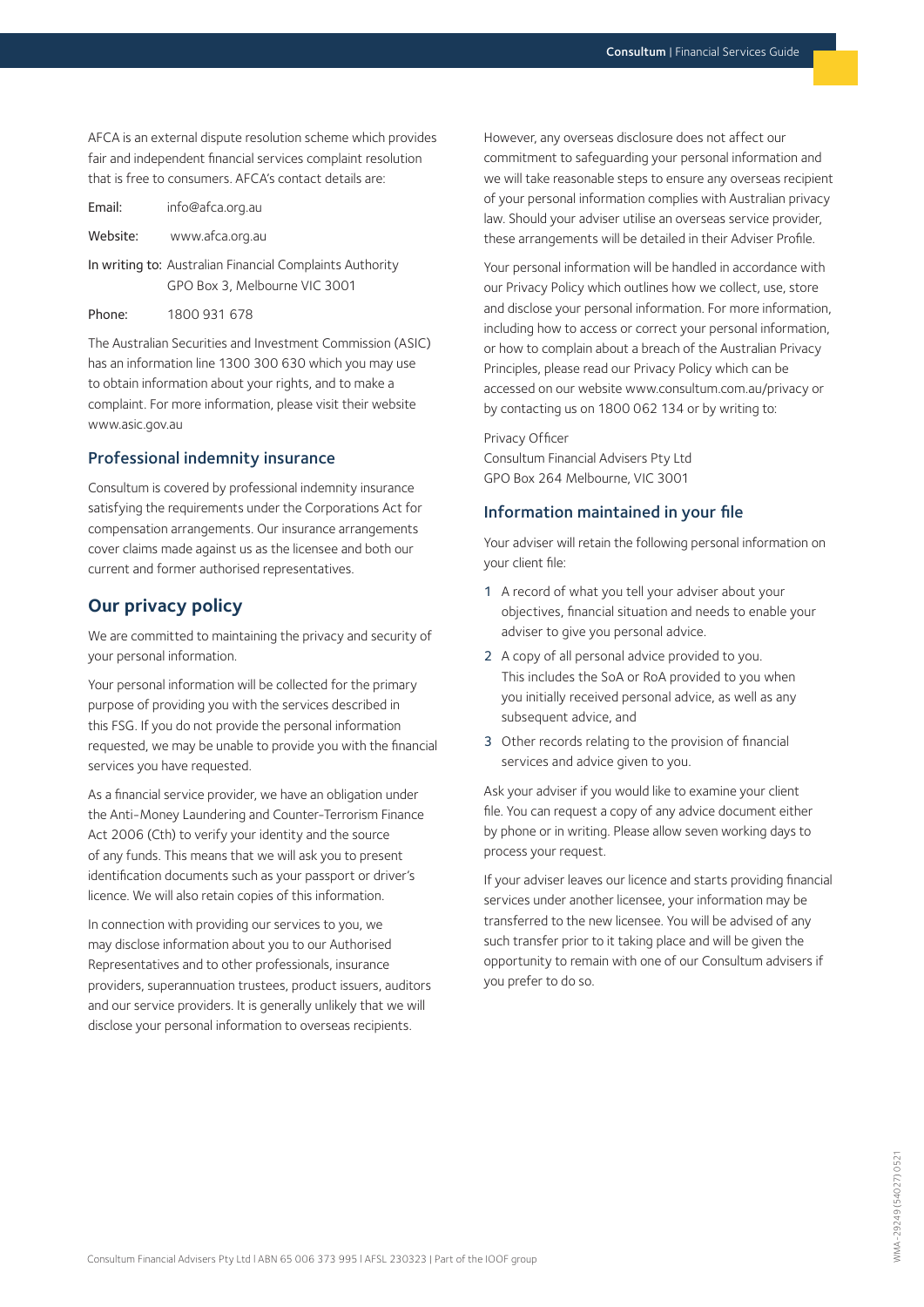AFCA is an external dispute resolution scheme which provides fair and independent financial services complaint resolution that is free to consumers. AFCA's contact details are:

Email: info@afca.org.au

Website: www.afca.org.au

In writing to: Australian Financial Complaints Authority
GPO Box 3, Melbourne VIC 3001

Phone: 1800 931 678

The Australian Securities and Investment Commission (ASIC) has an information line 1300 300 630 which you may use to obtain information about your rights, and to make a complaint. For more information, please visit their website www.asic.gov.au

### Professional indemnity insurance

Consultum is covered by professional indemnity insurance satisfying the requirements under the Corporations Act for compensation arrangements. Our insurance arrangements cover claims made against us as the licensee and both our current and former authorised representatives.

## Our privacy policy

We are committed to maintaining the privacy and security of your personal information.

Your personal information will be collected for the primary purpose of providing you with the services described in this FSG. If you do not provide the personal information requested, we may be unable to provide you with the financial services you have requested.

As a financial service provider, we have an obligation under the Anti-Money Laundering and Counter-Terrorism Finance Act 2006 (Cth) to verify your identity and the source of any funds. This means that we will ask you to present identification documents such as your passport or driver's licence. We will also retain copies of this information.

In connection with providing our services to you, we may disclose information about you to our Authorised Representatives and to other professionals, insurance providers, superannuation trustees, product issuers, auditors and our service providers. It is generally unlikely that we will disclose your personal information to overseas recipients.

However, any overseas disclosure does not affect our commitment to safeguarding your personal information and we will take reasonable steps to ensure any overseas recipient of your personal information complies with Australian privacy law. Should your adviser utilise an overseas service provider, these arrangements will be detailed in their Adviser Profile.

Your personal information will be handled in accordance with our Privacy Policy which outlines how we collect, use, store and disclose your personal information. For more information, including how to access or correct your personal information, or how to complain about a breach of the Australian Privacy Principles, please read our Privacy Policy which can be accessed on our website www.consultum.com.au/privacy or by contacting us on 1800 062 134 or by writing to:

Privacy Officer
Consultum Financial Advisers Pty Ltd
GPO Box 264 Melbourne, VIC 3001

### Information maintained in your file

Your adviser will retain the following personal information on your client file:

1. A record of what you tell your adviser about your objectives, financial situation and needs to enable your adviser to give you personal advice.
2. A copy of all personal advice provided to you. This includes the SoA or RoA provided to you when you initially received personal advice, as well as any subsequent advice, and
3. Other records relating to the provision of financial services and advice given to you.

Ask your adviser if you would like to examine your client file. You can request a copy of any advice document either by phone or in writing. Please allow seven working days to process your request.

If your adviser leaves our licence and starts providing financial services under another licensee, your information may be transferred to the new licensee. You will be advised of any such transfer prior to it taking place and will be given the opportunity to remain with one of our Consultum advisers if you prefer to do so.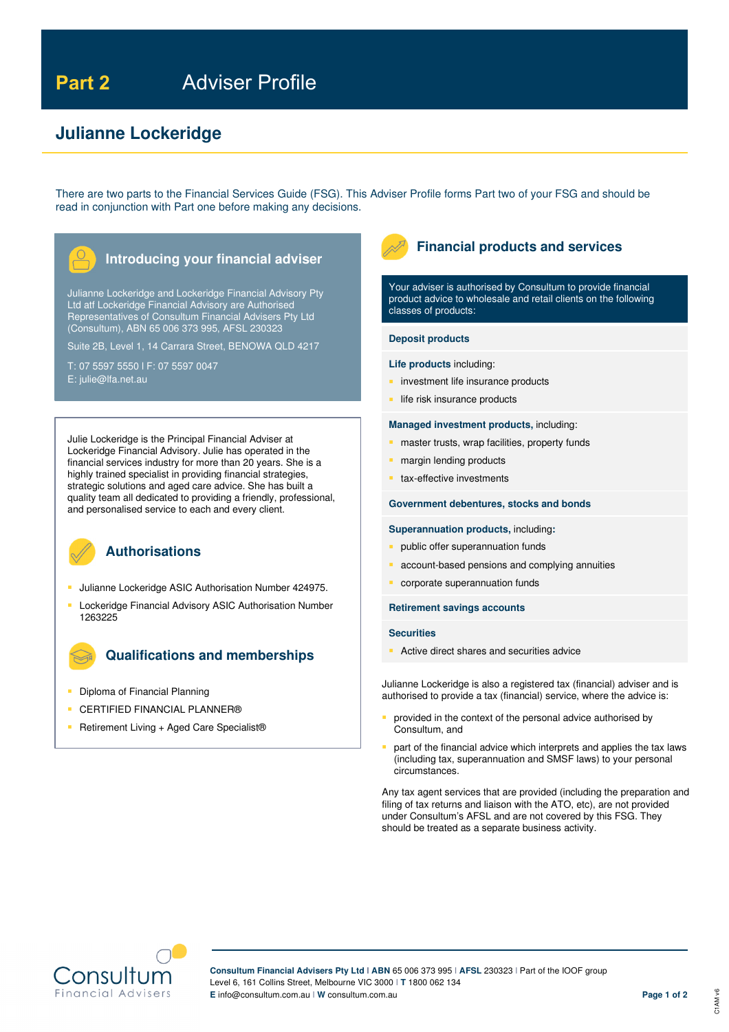# Part 2 Adviser Profile

## Julianne Lockeridge

There are two parts to the Financial Services Guide (FSG). This Adviser Profile forms Part two of your FSG and should be read in conjunction with Part one before making any decisions.

### Introducing your financial adviser

Julianne Lockeridge and Lockeridge Financial Advisory Pty Ltd atf Lockeridge Financial Advisory are Authorised Representatives of Consultum Financial Advisers Pty Ltd (Consultum), ABN 65 006 373 995, AFSL 230323

Suite 2B, Level 1, 14 Carrara Street, BENOWA QLD 4217

T: 07 5597 5550 | F: 07 5597 0047
E: julie@lfa.net.au

Julie Lockeridge is the Principal Financial Adviser at Lockeridge Financial Advisory. Julie has operated in the financial services industry for more than 20 years. She is a highly trained specialist in providing financial strategies, strategic solutions and aged care advice. She has built a quality team all dedicated to providing a friendly, professional, and personalised service to each and every client.

### Authorisations

- Julianne Lockeridge ASIC Authorisation Number 424975.
- Lockeridge Financial Advisory ASIC Authorisation Number 1263225

### Qualifications and memberships

- Diploma of Financial Planning
- CERTIFIED FINANCIAL PLANNER®
- Retirement Living + Aged Care Specialist®

### Financial products and services

Your adviser is authorised by Consultum to provide financial product advice to wholesale and retail clients on the following classes of products:

**Deposit products**

**Life products** including:

- investment life insurance products
- life risk insurance products

**Managed investment products,** including:

- master trusts, wrap facilities, property funds
- margin lending products
- tax-effective investments

**Government debentures, stocks and bonds**

**Superannuation products,** including:

- public offer superannuation funds
- account-based pensions and complying annuities
- corporate superannuation funds

**Retirement savings accounts**

**Securities**

- Active direct shares and securities advice

Julianne Lockeridge is also a registered tax (financial) adviser and is authorised to provide a tax (financial) service, where the advice is:

- provided in the context of the personal advice authorised by Consultum, and
- part of the financial advice which interprets and applies the tax laws (including tax, superannuation and SMSF laws) to your personal circumstances.

Any tax agent services that are provided (including the preparation and filing of tax returns and liaison with the ATO, etc), are not provided under Consultum's AFSL and are not covered by this FSG. They should be treated as a separate business activity.

**Consultum Financial Advisers Pty Ltd** | **ABN** 65 006 373 995 | **AFSL** 230323 | Part of the IOOF group
Level 6, 161 Collins Street, Melbourne VIC 3000 | **T** 1800 062 134
**E** info@consultum.com.au | **W** consultum.com.au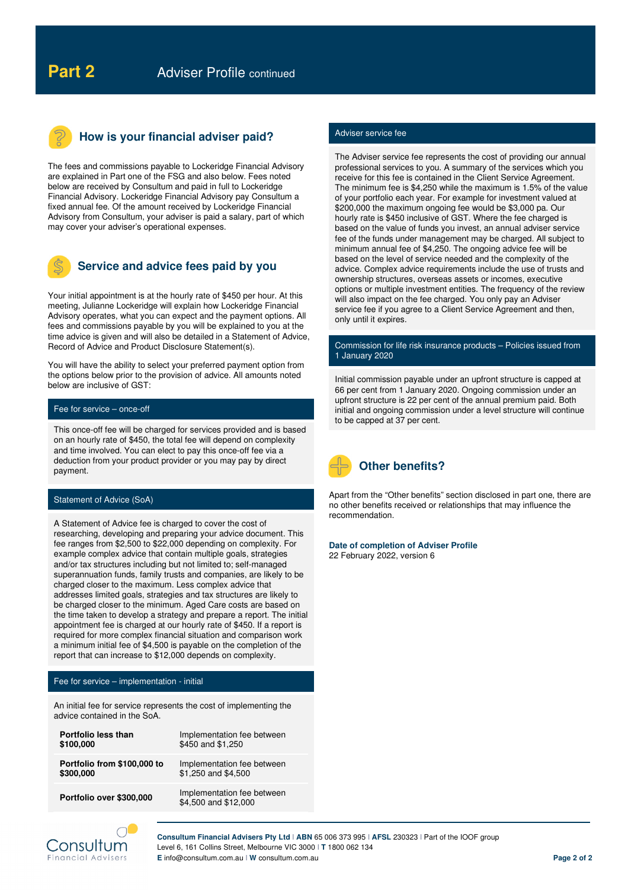# Part 2 Adviser Profile continued

## How is your financial adviser paid?

The fees and commissions payable to Lockeridge Financial Advisory are explained in Part one of the FSG and also below. Fees noted below are received by Consultum and paid in full to Lockeridge Financial Advisory. Lockeridge Financial Advisory pay Consultum a fixed annual fee. Of the amount received by Lockeridge Financial Advisory from Consultum, your adviser is paid a salary, part of which may cover your adviser's operational expenses.

## Service and advice fees paid by you

Your initial appointment is at the hourly rate of $450 per hour. At this meeting, Julianne Lockeridge will explain how Lockeridge Financial Advisory operates, what you can expect and the payment options. All fees and commissions payable by you will be explained to you at the time advice is given and will also be detailed in a Statement of Advice, Record of Advice and Product Disclosure Statement(s).

You will have the ability to select your preferred payment option from the options below prior to the provision of advice. All amounts noted below are inclusive of GST:

### Fee for service – once-off

This once-off fee will be charged for services provided and is based on an hourly rate of $450, the total fee will depend on complexity and time involved. You can elect to pay this once-off fee via a deduction from your product provider or you may pay by direct payment.

### Statement of Advice (SoA)

A Statement of Advice fee is charged to cover the cost of researching, developing and preparing your advice document. This fee ranges from $2,500 to $22,000 depending on complexity. For example complex advice that contain multiple goals, strategies and/or tax structures including but not limited to; self-managed superannuation funds, family trusts and companies, are likely to be charged closer to the maximum. Less complex advice that addresses limited goals, strategies and tax structures are likely to be charged closer to the minimum. Aged Care costs are based on the time taken to develop a strategy and prepare a report. The initial appointment fee is charged at our hourly rate of $450. If a report is required for more complex financial situation and comparison work a minimum initial fee of $4,500 is payable on the completion of the report that can increase to $12,000 depends on complexity.

### Fee for service – implementation - initial

An initial fee for service represents the cost of implementing the advice contained in the SoA.

| | |
|---|---|
| **Portfolio less than $100,000** | Implementation fee between $450 and $1,250 |
| **Portfolio from $100,000 to $300,000** | Implementation fee between $1,250 and $4,500 |
| **Portfolio over $300,000** | Implementation fee between $4,500 and $12,000 |

### Adviser service fee

The Adviser service fee represents the cost of providing our annual professional services to you. A summary of the services which you receive for this fee is contained in the Client Service Agreement. The minimum fee is $4,250 while the maximum is 1.5% of the value of your portfolio each year. For example for investment valued at $200,000 the maximum ongoing fee would be $3,000 pa. Our hourly rate is $450 inclusive of GST. Where the fee charged is based on the value of funds you invest, an annual adviser service fee of the funds under management may be charged. All subject to minimum annual fee of $4,250. The ongoing advice fee will be based on the level of service needed and the complexity of the advice. Complex advice requirements include the use of trusts and ownership structures, overseas assets or incomes, executive options or multiple investment entities. The frequency of the review will also impact on the fee charged. You only pay an Adviser service fee if you agree to a Client Service Agreement and then, only until it expires.

### Commission for life risk insurance products – Policies issued from 1 January 2020

Initial commission payable under an upfront structure is capped at 66 per cent from 1 January 2020. Ongoing commission under an upfront structure is 22 per cent of the annual premium paid. Both initial and ongoing commission under a level structure will continue to be capped at 37 per cent.

## Other benefits?

Apart from the "Other benefits" section disclosed in part one, there are no other benefits received or relationships that may influence the recommendation.

**Date of completion of Adviser Profile**
22 February 2022, version 6

Consultum Financial Advisers

**Consultum Financial Advisers Pty Ltd** | **ABN** 65 006 373 995 | **AFSL** 230323 | Part of the IOOF group
Level 6, 161 Collins Street, Melbourne VIC 3000 | **T** 1800 062 134
**E** info@consultum.com.au | **W** consultum.com.au